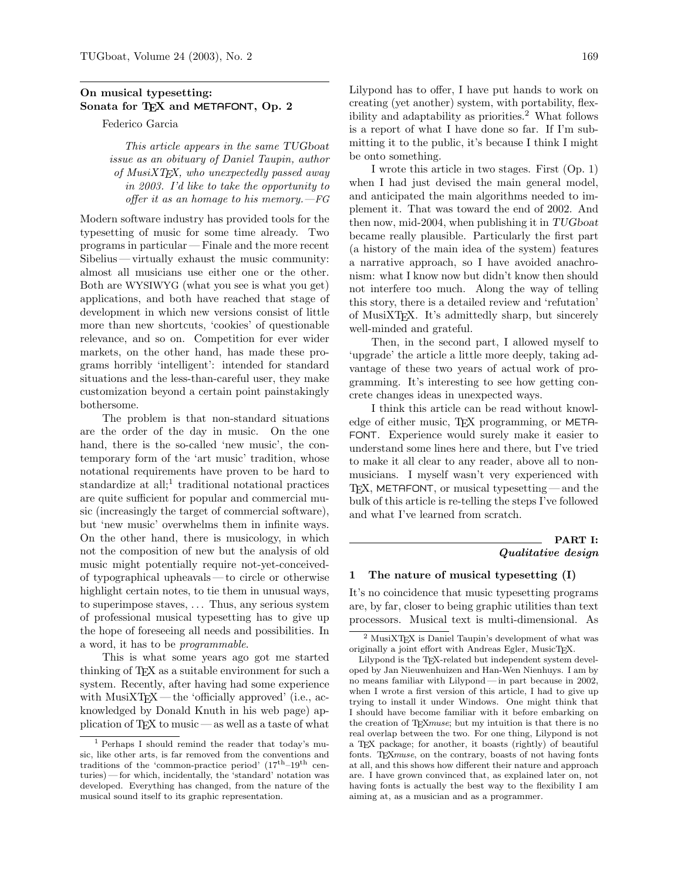## On musical typesetting: Sonata for TEX and METAFONT, Op. 2

Federico Garcia

*This article appears in the same TUGboat issue as an obituary of Daniel Taupin, author of MusiXTEX, who unexpectedly passed away in 2003. I'd like to take the opportunity to offer it as an homage to his memory.—FG*

Modern software industry has provided tools for the typesetting of music for some time already. Two programs in particular — Finale and the more recent Sibelius — virtually exhaust the music community: almost all musicians use either one or the other. Both are WYSIWYG (what you see is what you get) applications, and both have reached that stage of development in which new versions consist of little more than new shortcuts, 'cookies' of questionable relevance, and so on. Competition for ever wider markets, on the other hand, has made these programs horribly 'intelligent': intended for standard situations and the less-than-careful user, they make customization beyond a certain point painstakingly bothersome.

The problem is that non-standard situations are the order of the day in music. On the one hand, there is the so-called 'new music', the contemporary form of the 'art music' tradition, whose notational requirements have proven to be hard to standardize at all;[1] traditional notational practices are quite sufficient for popular and commercial music (increasingly the target of commercial software), but 'new music' overwhelms them in infinite ways. On the other hand, there is musicology, in which not the composition of new but the analysis of old music might potentially require not-yet-conceived-of typographical upheavals — to circle or otherwise highlight certain notes, to tie them in unusual ways, to superimpose staves, ... Thus, any serious system of professional musical typesetting has to give up the hope of foreseeing all needs and possibilities. In a word, it has to be *programmable*.

This is what some years ago got me started thinking of TEX as a suitable environment for such a system. Recently, after having had some experience with MusiXTEX — the 'officially approved' (i.e., acknowledged by Donald Knuth in his web page) application of TEX to music — as well as a taste of what Lilypond has to offer, I have put hands to work on creating (yet another) system, with portability, flexibility and adaptability as priorities.[2] What follows is a report of what I have done so far. If I'm submitting it to the public, it's because I think I might be onto something.

I wrote this article in two stages. First (Op. 1) when I had just devised the main general model, and anticipated the main algorithms needed to implement it. That was toward the end of 2002. And then now, mid-2004, when publishing it in *TUGboat* became really plausible. Particularly the first part (a history of the main idea of the system) features a narrative approach, so I have avoided anachronism: what I know now but didn't know then should not interfere too much. Along the way of telling this story, there is a detailed review and 'refutation' of MusiXTEX. It's admittedly sharp, but sincerely well-minded and grateful.

Then, in the second part, I allowed myself to 'upgrade' the article a little more deeply, taking advantage of these two years of actual work of programming. It's interesting to see how getting concrete changes ideas in unexpected ways.

I think this article can be read without knowledge of either music, TEX programming, or METAFONT. Experience would surely make it easier to understand some lines here and there, but I've tried to make it all clear to any reader, above all to non-musicians. I myself wasn't very experienced with TEX, METAFONT, or musical typesetting — and the bulk of this article is re-telling the steps I've followed and what I've learned from scratch.

## PART I: *Qualitative design*

### 1 The nature of musical typesetting (I)

It's no coincidence that music typesetting programs are, by far, closer to being graphic utilities than text processors. Musical text is multi-dimensional. As

---

[1] Perhaps I should remind the reader that today's music, like other arts, is far removed from the conventions and traditions of the 'common-practice period' ($17^{\text{th}}$–$19^{\text{th}}$ centuries) — for which, incidentally, the 'standard' notation was developed. Everything has changed, from the nature of the musical sound itself to its graphic representation.

[2] MusiXTEX is Daniel Taupin's development of what was originally a joint effort with Andreas Egler, MusicTEX.

Lilypond is the TEX-related but independent system developed by Jan Nieuwenhuizen and Han-Wen Nienhuys. I am by no means familiar with Lilypond — in part because in 2002, when I wrote a first version of this article, I had to give up trying to install it under Windows. One might think that I should have become familiar with it before embarking on the creation of TEX*muse*; but my intuition is that there is no real overlap between the two. For one thing, Lilypond is not a TEX package; for another, it boasts (rightly) of beautiful fonts. TEX*muse*, on the contrary, boasts of not having fonts at all, and this shows how different their nature and approach are. I have grown convinced that, as explained later on, not having fonts is actually the best way to the flexibility I am aiming at, as a musician and as a programmer.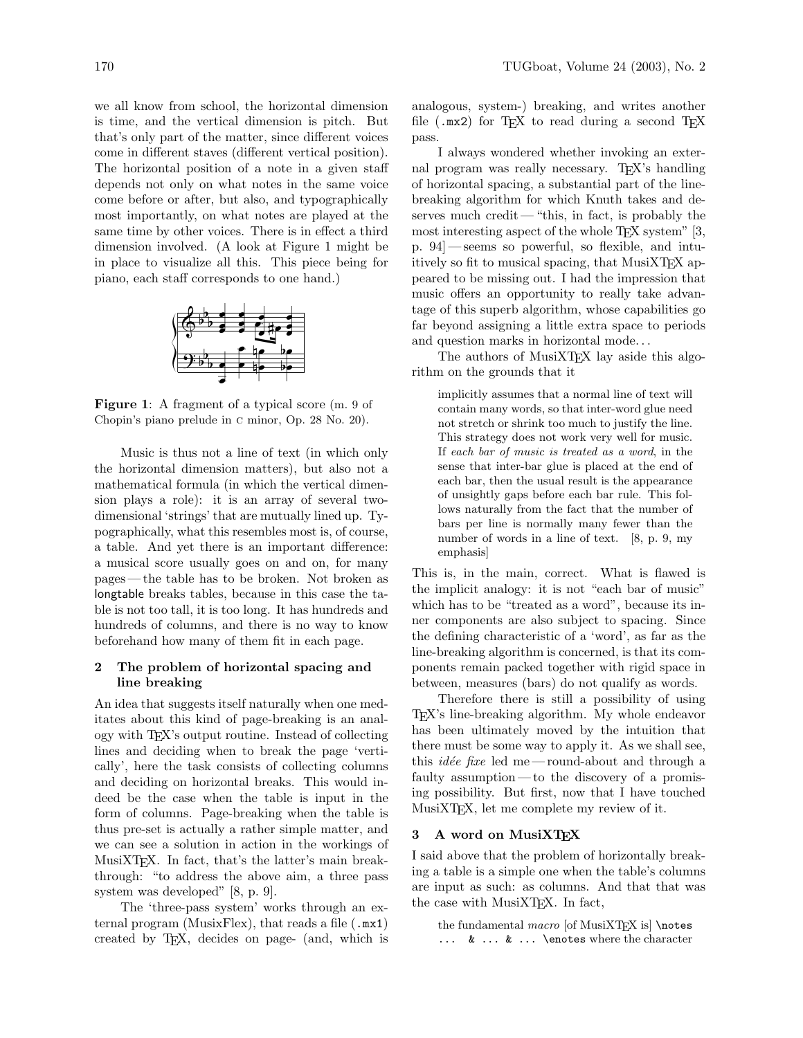we all know from school, the horizontal dimension is time, and the vertical dimension is pitch. But that's only part of the matter, since different voices come in different staves (different vertical position). The horizontal position of a note in a given staff depends not only on what notes in the same voice come before or after, but also, and typographically most importantly, on what notes are played at the same time by other voices. There is in effect a third dimension involved. (A look at Figure 1 might be in place to visualize all this. This piece being for piano, each staff corresponds to one hand.)

**Figure 1**: A fragment of a typical score (m. 9 of Chopin's piano prelude in C minor, Op. 28 No. 20).

Music is thus not a line of text (in which only the horizontal dimension matters), but also not a mathematical formula (in which the vertical dimension plays a role): it is an array of several two-dimensional 'strings' that are mutually lined up. Typographically, what this resembles most is, of course, a table. And yet there is an important difference: a musical score usually goes on and on, for many pages — the table has to be broken. Not broken as longtable breaks tables, because in this case the table is not too tall, it is too long. It has hundreds and hundreds of columns, and there is no way to know beforehand how many of them fit in each page.

## 2 The problem of horizontal spacing and line breaking

An idea that suggests itself naturally when one meditates about this kind of page-breaking is an analogy with TeX's output routine. Instead of collecting lines and deciding when to break the page 'vertically', here the task consists of collecting columns and deciding on horizontal breaks. This would indeed be the case when the table is input in the form of columns. Page-breaking when the table is thus pre-set is actually a rather simple matter, and we can see a solution in action in the workings of MusiXTeX. In fact, that's the latter's main breakthrough: "to address the above aim, a three pass system was developed" [8, p. 9].

The 'three-pass system' works through an external program (MusixFlex), that reads a file (`.mx1`) created by TeX, decides on page- (and, which is analogous, system-) breaking, and writes another file (`.mx2`) for TeX to read during a second TeX pass.

I always wondered whether invoking an external program was really necessary. TeX's handling of horizontal spacing, a substantial part of the line-breaking algorithm for which Knuth takes and deserves much credit — "this, in fact, is probably the most interesting aspect of the whole TeX system" [3, p. 94] — seems so powerful, so flexible, and intuitively so fit to musical spacing, that MusiXTeX appeared to be missing out. I had the impression that music offers an opportunity to really take advantage of this superb algorithm, whose capabilities go far beyond assigning a little extra space to periods and question marks in horizontal mode...

The authors of MusiXTeX lay aside this algorithm on the grounds that it

> implicitly assumes that a normal line of text will contain many words, so that inter-word glue need not stretch or shrink too much to justify the line. This strategy does not work very well for music. If *each bar of music is treated as a word*, in the sense that inter-bar glue is placed at the end of each bar, then the usual result is the appearance of unsightly gaps before each bar rule. This follows naturally from the fact that the number of bars per line is normally many fewer than the number of words in a line of text. [8, p. 9, my emphasis]

This is, in the main, correct. What is flawed is the implicit analogy: it is not "each bar of music" which has to be "treated as a word", because its inner components are also subject to spacing. Since the defining characteristic of a 'word', as far as the line-breaking algorithm is concerned, is that its components remain packed together with rigid space in between, measures (bars) do not qualify as words.

Therefore there is still a possibility of using TeX's line-breaking algorithm. My whole endeavor has been ultimately moved by the intuition that there must be some way to apply it. As we shall see, this *idée fixe* led me — round-about and through a faulty assumption — to the discovery of a promising possibility. But first, now that I have touched MusiXTeX, let me complete my review of it.

## 3 A word on MusiXTeX

I said above that the problem of horizontally breaking a table is a simple one when the table's columns are input as such: as columns. And that that was the case with MusiXTeX. In fact,

> the fundamental *macro* [of MusiXTeX is] `\notes ... & ... & ... \enotes` where the character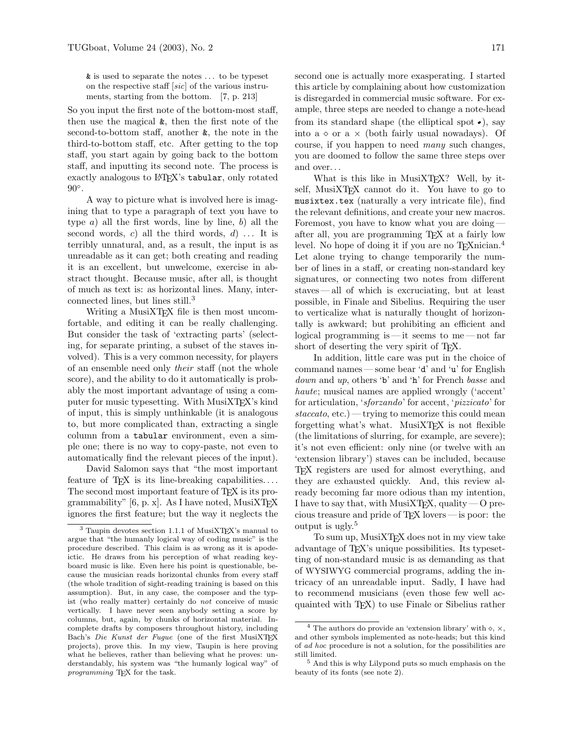> `&` is used to separate the notes ... to be typeset on the respective staff [*sic*] of the various instruments, starting from the bottom. [7, p. 213]

So you input the first note of the bottom-most staff, then use the magical `&`, then the first note of the second-to-bottom staff, another `&`, the note in the third-to-bottom staff, etc. After getting to the top staff, you start again by going back to the bottom staff, and inputting its second note. The process is exactly analogous to LaTeX's `tabular`, only rotated 90°.

A way to picture what is involved here is imagining that to type a paragraph of text you have to type *a*) all the first words, line by line, *b*) all the second words, *c*) all the third words, *d*) ... It is terribly unnatural, and, as a result, the input is as unreadable as it can get; both creating and reading it is an excellent, but unwelcome, exercise in abstract thought. Because music, after all, is thought of much as text is: as horizontal lines. Many, interconnected lines, but lines still.[3]

Writing a MusiXTeX file is then most uncomfortable, and editing it can be really challenging. But consider the task of 'extracting parts' (selecting, for separate printing, a subset of the staves involved). This is a very common necessity, for players of an ensemble need only *their* staff (not the whole score), and the ability to do it automatically is probably the most important advantage of using a computer for music typesetting. With MusiXTeX's kind of input, this is simply unthinkable (it is analogous to, but more complicated than, extracting a single column from a `tabular` environment, even a simple one; there is no way to copy-paste, not even to automatically find the relevant pieces of the input).

David Salomon says that "the most important feature of TeX is its line-breaking capabilities.... The second most important feature of TeX is its programmability" [6, p. x]. As I have noted, MusiXTeX ignores the first feature; but the way it neglects the second one is actually more exasperating. I started this article by complaining about how customization is disregarded in commercial music software. For example, three steps are needed to change a note-head from its standard shape (the elliptical spot •), say into a ⋄ or a × (both fairly usual nowadays). Of course, if you happen to need *many* such changes, you are doomed to follow the same three steps over and over...

What is this like in MusiXTeX? Well, by itself, MusiXTeX cannot do it. You have to go to `musixtex.tex` (naturally a very intricate file), find the relevant definitions, and create your new macros. Foremost, you have to know what you are doing — after all, you are programming TeX at a fairly low level. No hope of doing it if you are no TeXnician.[4] Let alone trying to change temporarily the number of lines in a staff, or creating non-standard key signatures, or connecting two notes from different staves — all of which is excruciating, but at least possible, in Finale and Sibelius. Requiring the user to verticalize what is naturally thought of horizontally is awkward; but prohibiting an efficient and logical programming is — it seems to me — not far short of deserting the very spirit of TeX.

In addition, little care was put in the choice of command names — some bear '`d`' and '`u`' for English *down* and *up*, others '`b`' and '`h`' for French *basse* and *haute*; musical names are applied wrongly ('accent' for articulation, '*sforzando*' for accent, '*pizzicato*' for *staccato*, etc.) — trying to memorize this could mean forgetting what's what. MusiXTeX is not flexible (the limitations of slurring, for example, are severe); it's not even efficient: only nine (or twelve with an 'extension library') staves can be included, because TeX registers are used for almost everything, and they are exhausted quickly. And, this review already becoming far more odious than my intention, I have to say that, with MusiXTeX, quality — O precious treasure and pride of TeX lovers — is poor: the output is ugly.[5]

To sum up, MusiXTeX does not in my view take advantage of TeX's unique possibilities. Its typesetting of non-standard music is as demanding as that of WYSIWYG commercial programs, adding the intricacy of an unreadable input. Sadly, I have had to recommend musicians (even those few well acquainted with TeX) to use Finale or Sibelius rather

---

[3] Taupin devotes section 1.1.1 of MusiXTeX's manual to argue that "the humanly logical way of coding music" is the procedure described. This claim is as wrong as it is apodeictic. He draws from his perception of what reading keyboard music is like. Even here his point is questionable, because the musician reads horizontal chunks from every staff (the whole tradition of sight-reading training is based on this assumption). But, in any case, the composer and the typist (who really matter) certainly do *not* conceive of music vertically. I have never seen anybody setting a score by columns, but, again, by chunks of horizontal material. Incomplete drafts by composers throughout history, including Bach's *Die Kunst der Fugue* (one of the first MusiXTeX projects), prove this. In my view, Taupin is here proving what he believes, rather than believing what he proves: understandably, his system was "the humanly logical way" of *programming* TeX for the task.

[4] The authors do provide an 'extension library' with ⋄, ×, and other symbols implemented as note-heads; but this kind of *ad hoc* procedure is not a solution, for the possibilities are still limited.

[5] And this is why Lilypond puts so much emphasis on the beauty of its fonts (see note 2).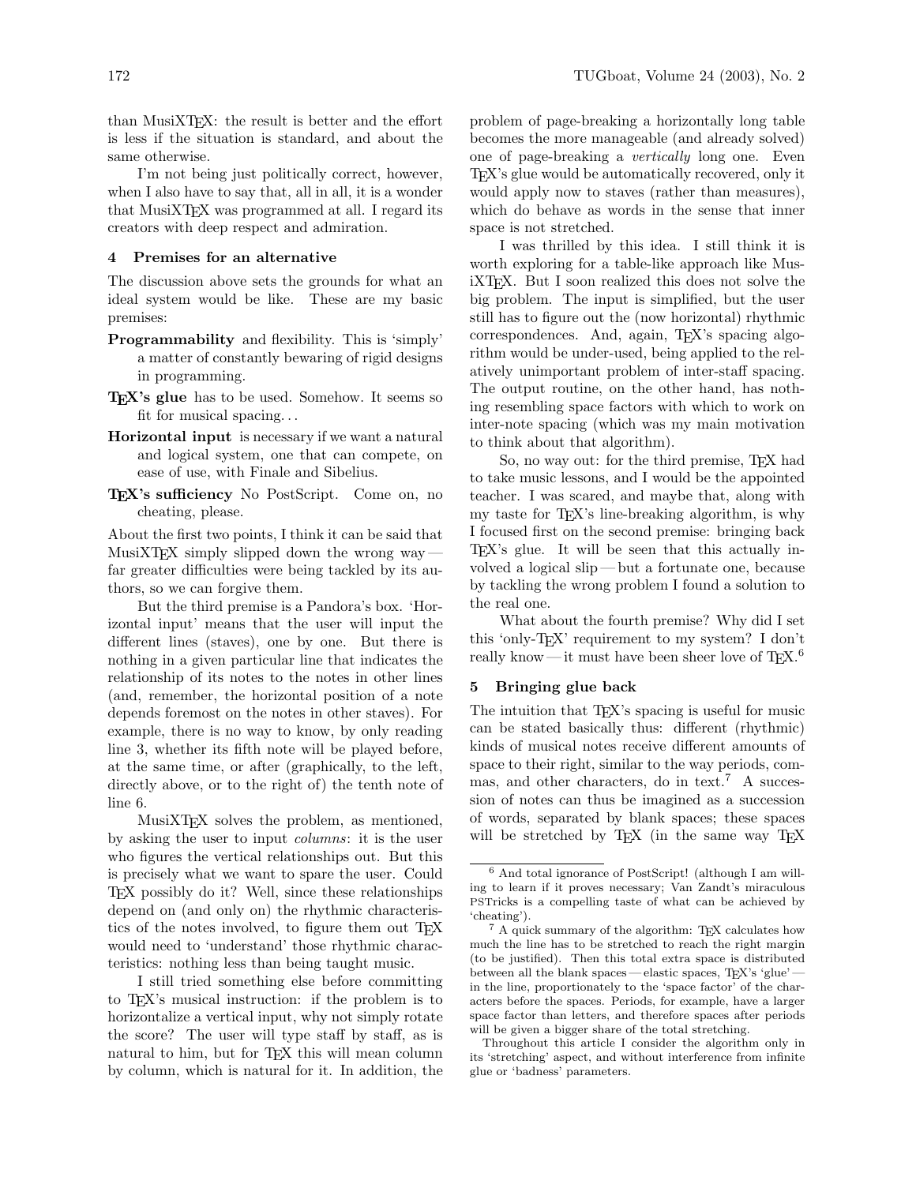than MusiXTEX: the result is better and the effort is less if the situation is standard, and about the same otherwise.

I'm not being just politically correct, however, when I also have to say that, all in all, it is a wonder that MusiXTEX was programmed at all. I regard its creators with deep respect and admiration.

## 4 Premises for an alternative

The discussion above sets the grounds for what an ideal system would be like. These are my basic premises:

**Programmability** and flexibility. This is 'simply' a matter of constantly bewaring of rigid designs in programming.

**TEX's glue** has to be used. Somehow. It seems so fit for musical spacing...

**Horizontal input** is necessary if we want a natural and logical system, one that can compete, on ease of use, with Finale and Sibelius.

**TEX's sufficiency** No PostScript. Come on, no cheating, please.

About the first two points, I think it can be said that MusiXTEX simply slipped down the wrong way — far greater difficulties were being tackled by its authors, so we can forgive them.

But the third premise is a Pandora's box. 'Horizontal input' means that the user will input the different lines (staves), one by one. But there is nothing in a given particular line that indicates the relationship of its notes to the notes in other lines (and, remember, the horizontal position of a note depends foremost on the notes in other staves). For example, there is no way to know, by only reading line 3, whether its fifth note will be played before, at the same time, or after (graphically, to the left, directly above, or to the right of) the tenth note of line 6.

MusiXTEX solves the problem, as mentioned, by asking the user to input *columns*: it is the user who figures the vertical relationships out. But this is precisely what we want to spare the user. Could TEX possibly do it? Well, since these relationships depend on (and only on) the rhythmic characteristics of the notes involved, to figure them out TEX would need to 'understand' those rhythmic characteristics: nothing less than being taught music.

I still tried something else before committing to TEX's musical instruction: if the problem is to horizontalize a vertical input, why not simply rotate the score? The user will type staff by staff, as is natural to him, but for TEX this will mean column by column, which is natural for it. In addition, the problem of page-breaking a horizontally long table becomes the more manageable (and already solved) one of page-breaking a *vertically* long one. Even TEX's glue would be automatically recovered, only it would apply now to staves (rather than measures), which do behave as words in the sense that inner space is not stretched.

I was thrilled by this idea. I still think it is worth exploring for a table-like approach like MusiXTEX. But I soon realized this does not solve the big problem. The input is simplified, but the user still has to figure out the (now horizontal) rhythmic correspondences. And, again, TEX's spacing algorithm would be under-used, being applied to the relatively unimportant problem of inter-staff spacing. The output routine, on the other hand, has nothing resembling space factors with which to work on inter-note spacing (which was my main motivation to think about that algorithm).

So, no way out: for the third premise, TEX had to take music lessons, and I would be the appointed teacher. I was scared, and maybe that, along with my taste for TEX's line-breaking algorithm, is why I focused first on the second premise: bringing back TEX's glue. It will be seen that this actually involved a logical slip — but a fortunate one, because by tackling the wrong problem I found a solution to the real one.

What about the fourth premise? Why did I set this 'only-TEX' requirement to my system? I don't really know — it must have been sheer love of TEX.[6]

## 5 Bringing glue back

The intuition that TEX's spacing is useful for music can be stated basically thus: different (rhythmic) kinds of musical notes receive different amounts of space to their right, similar to the way periods, commas, and other characters, do in text.[7] A succession of notes can thus be imagined as a succession of words, separated by blank spaces; these spaces will be stretched by TEX (in the same way TEX

---

[6] And total ignorance of PostScript! (although I am willing to learn if it proves necessary; Van Zandt's miraculous PSTricks is a compelling taste of what can be achieved by 'cheating').

[7] A quick summary of the algorithm: TEX calculates how much the line has to be stretched to reach the right margin (to be justified). Then this total extra space is distributed between all the blank spaces — elastic spaces, TEX's 'glue' — in the line, proportionately to the 'space factor' of the characters before the spaces. Periods, for example, have a larger space factor than letters, and therefore spaces after periods will be given a bigger share of the total stretching.

Throughout this article I consider the algorithm only in its 'stretching' aspect, and without interference from infinite glue or 'badness' parameters.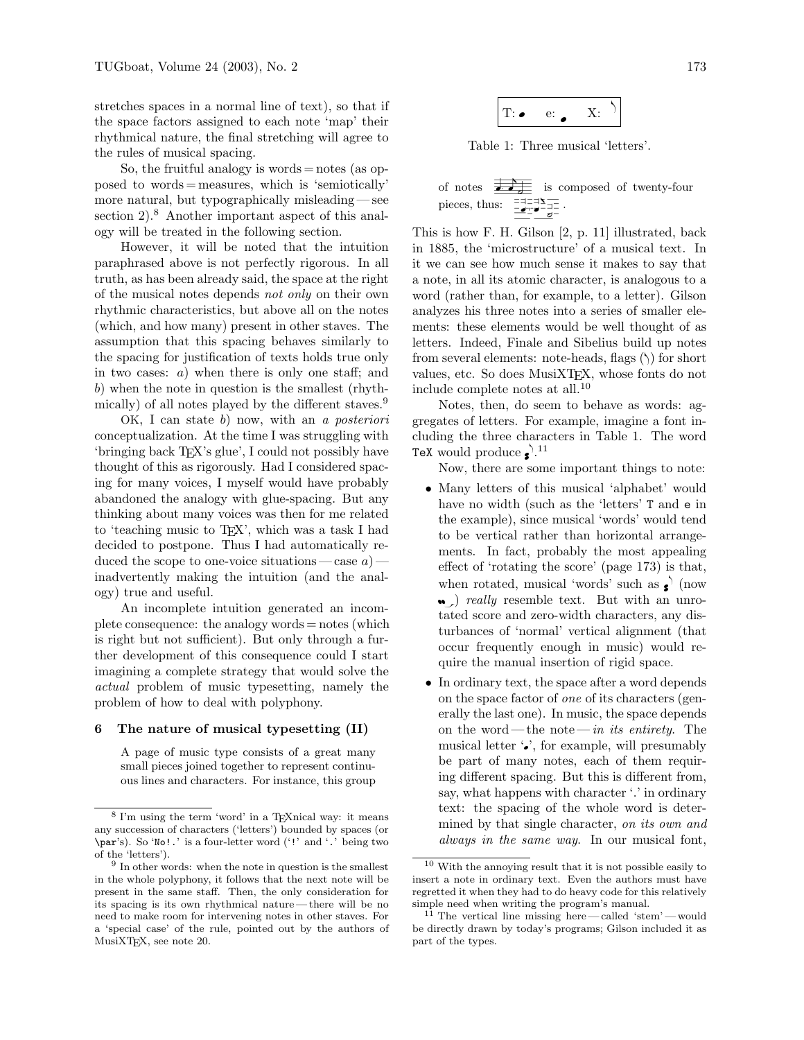stretches spaces in a normal line of text), so that if the space factors assigned to each note 'map' their rhythmical nature, the final stretching will agree to the rules of musical spacing.

So, the fruitful analogy is words = notes (as opposed to words = measures, which is 'semiotically' more natural, but typographically misleading — see section 2).[8] Another important aspect of this analogy will be treated in the following section.

However, it will be noted that the intuition paraphrased above is not perfectly rigorous. In all truth, as has been already said, the space at the right of the musical notes depends *not only* on their own rhythmic characteristics, but above all on the notes (which, and how many) present in other staves. The assumption that this spacing behaves similarly to the spacing for justification of texts holds true only in two cases: *a*) when there is only one staff; and *b*) when the note in question is the smallest (rhythmically) of all notes played by the different staves.[9]

OK, I can state *b*) now, with an *a posteriori* conceptualization. At the time I was struggling with 'bringing back TeX's glue', I could not possibly have thought of this as rigorously. Had I considered spacing for many voices, I myself would have probably abandoned the analogy with glue-spacing. But any thinking about many voices was then for me related to 'teaching music to TeX', which was a task I had decided to postpone. Thus I had automatically reduced the scope to one-voice situations — case *a*) — inadvertently making the intuition (and the analogy) true and useful.

An incomplete intuition generated an incomplete consequence: the analogy words = notes (which is right but not sufficient). But only through a further development of this consequence could I start imagining a complete strategy that would solve the *actual* problem of music typesetting, namely the problem of how to deal with polyphony.

## 6 The nature of musical typesetting (II)

> A page of music type consists of a great many small pieces joined together to represent continuous lines and characters. For instance, this group of notes [notes] is composed of twenty-four pieces, thus: [pieces].

This is how F. H. Gilson [2, p. 11] illustrated, back in 1885, the 'microstructure' of a musical text. In it we can see how much sense it makes to say that a note, in all its atomic character, is analogous to a word (rather than, for example, to a letter). Gilson analyzes his three notes into a series of smaller elements: these elements would be well thought of as letters. Indeed, Finale and Sibelius build up notes from several elements: note-heads, flags (𝅮) for short values, etc. So does MusiXTeX, whose fonts do not include complete notes at all.[10]

Notes, then, do seem to behave as words: aggregates of letters. For example, imagine a font including the three characters in Table 1. The word `TeX` would produce [note].[11]

| T: ● | e: ● | X: 𝅮 |
|---|---|---|

Table 1: Three musical 'letters'.

Now, there are some important things to note:

- Many letters of this musical 'alphabet' would have no width (such as the 'letters' `T` and `e` in the example), since musical 'words' would tend to be vertical rather than horizontal arrangements. In fact, probably the most appealing effect of 'rotating the score' (page 173) is that, when rotated, musical 'words' such as [note] (now [rotated note]) *really* resemble text. But with an unrotated score and zero-width characters, any disturbances of 'normal' vertical alignment (that occur frequently enough in music) would require the manual insertion of rigid space.
- In ordinary text, the space after a word depends on the space factor of *one* of its characters (generally the last one). In music, the space depends on the word — the note — *in its entirety*. The musical letter '●', for example, will presumably be part of many notes, each of them requiring different spacing. But this is different from, say, what happens with character '.' in ordinary text: the spacing of the whole word is determined by that single character, *on its own and always in the same way*. In our musical font,

---

[8] I'm using the term 'word' in a TeXnical way: it means any succession of characters ('letters') bounded by spaces (or `\par`'s). So '`No!.`' is a four-letter word ('`!`' and '`.`' being two of the 'letters').

[9] In other words: when the note in question is the smallest in the whole polyphony, it follows that the next note will be present in the same staff. Then, the only consideration for its spacing is its own rhythmical nature — there will be no need to make room for intervening notes in other staves. For a 'special case' of the rule, pointed out by the authors of MusiXTeX, see note 20.

[10] With the annoying result that it is not possible easily to insert a note in ordinary text. Even the authors must have regretted it when they had to do heavy code for this relatively simple need when writing the program's manual.

[11] The vertical line missing here — called 'stem' — would be directly drawn by today's programs; Gilson included it as part of the types.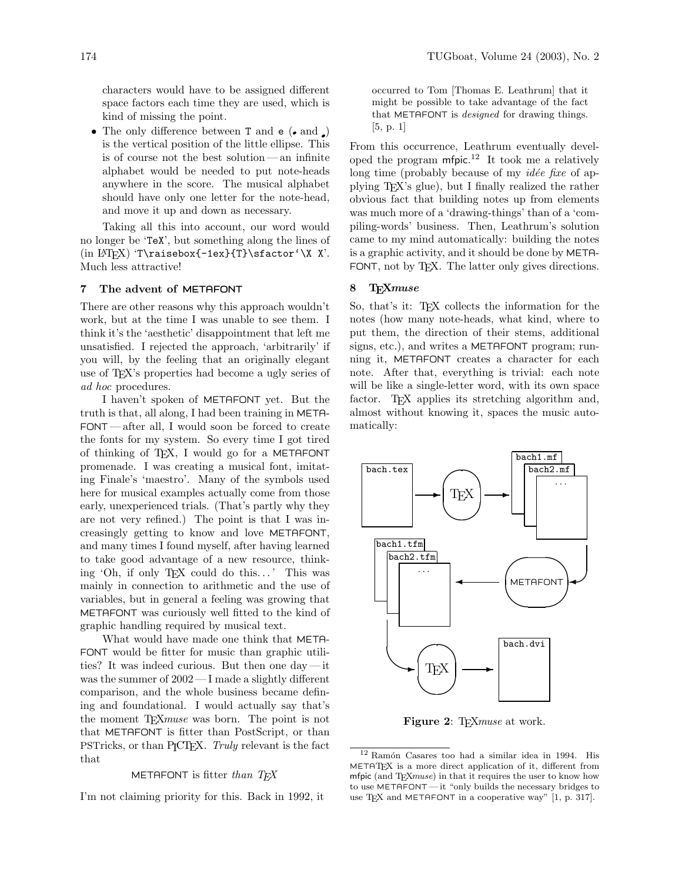characters would have to be assigned different space factors each time they are used, which is kind of missing the point.

- The only difference between `T` and `e` (𝅘 and 𝅘) is the vertical position of the little ellipse. This is of course not the best solution — an infinite alphabet would be needed to put note-heads anywhere in the score. The musical alphabet should have only one letter for the note-head, and move it up and down as necessary.

Taking all this into account, our word would no longer be 'TeX', but something along the lines of (in LaTeX) `'T\raisebox{-1ex}{T}\sfactor'\X X'`. Much less attractive!

## 7 The advent of METAFONT

There are other reasons why this approach wouldn't work, but at the time I was unable to see them. I think it's the 'aesthetic' disappointment that left me unsatisfied. I rejected the approach, 'arbitrarily' if you will, by the feeling that an originally elegant use of TeX's properties had become a ugly series of *ad hoc* procedures.

I haven't spoken of METAFONT yet. But the truth is that, all along, I had been training in METAFONT — after all, I would soon be forced to create the fonts for my system. So every time I got tired of thinking of TeX, I would go for a METAFONT promenade. I was creating a musical font, imitating Finale's 'maestro'. Many of the symbols used here for musical examples actually come from those early, unexperienced trials. (That's partly why they are not very refined.) The point is that I was increasingly getting to know and love METAFONT, and many times I found myself, after having learned to take good advantage of a new resource, thinking 'Oh, if only TeX could do this...' This was mainly in connection to arithmetic and the use of variables, but in general a feeling was growing that METAFONT was curiously well fitted to the kind of graphic handling required by musical text.

What would have made one think that METAFONT would be fitter for music than graphic utilities? It was indeed curious. But then one day — it was the summer of 2002 — I made a slightly different comparison, and the whole business became defining and foundational. I would actually say that's the moment TeX*muse* was born. The point is not that METAFONT is fitter than PostScript, or than PSTricks, or than PICTeX. *Truly* relevant is the fact that

METAFONT is fitter *than TeX*

I'm not claiming priority for this. Back in 1992, it

> occurred to Tom [Thomas E. Leathrum] that it might be possible to take advantage of the fact that METAFONT is *designed* for drawing things. [5, p. 1]

From this occurrence, Leathrum eventually developed the program mfpic.[12] It took me a relatively long time (probably because of my *idée fixe* of applying TeX's glue), but I finally realized the rather obvious fact that building notes up from elements was much more of a 'drawing-things' than of a 'compiling-words' business. Then, Leathrum's solution came to my mind automatically: building the notes is a graphic activity, and it should be done by METAFONT, not by TeX. The latter only gives directions.

## 8 TeX*muse*

So, that's it: TeX collects the information for the notes (how many note-heads, what kind, where to put them, the direction of their stems, additional signs, etc.), and writes a METAFONT program; running it, METAFONT creates a character for each note. After that, everything is trivial: each note will be like a single-letter word, with its own space factor. TeX applies its stretching algorithm and, almost without knowing it, spaces the music automatically:

bach.tex → TeX → bach1.mf, bach2.mf, ... → METAFONT → bach1.tfm, bach2.tfm, ... → TeX → bach.dvi

**Figure 2**: TeX*muse* at work.

[12] Ramón Casares too had a similar idea in 1994. His METATeX is a more direct application of it, different from mfpic (and TeX*muse*) in that it requires the user to know how to use METAFONT — it "only builds the necessary bridges to use TeX and METAFONT in a cooperative way" [1, p. 317].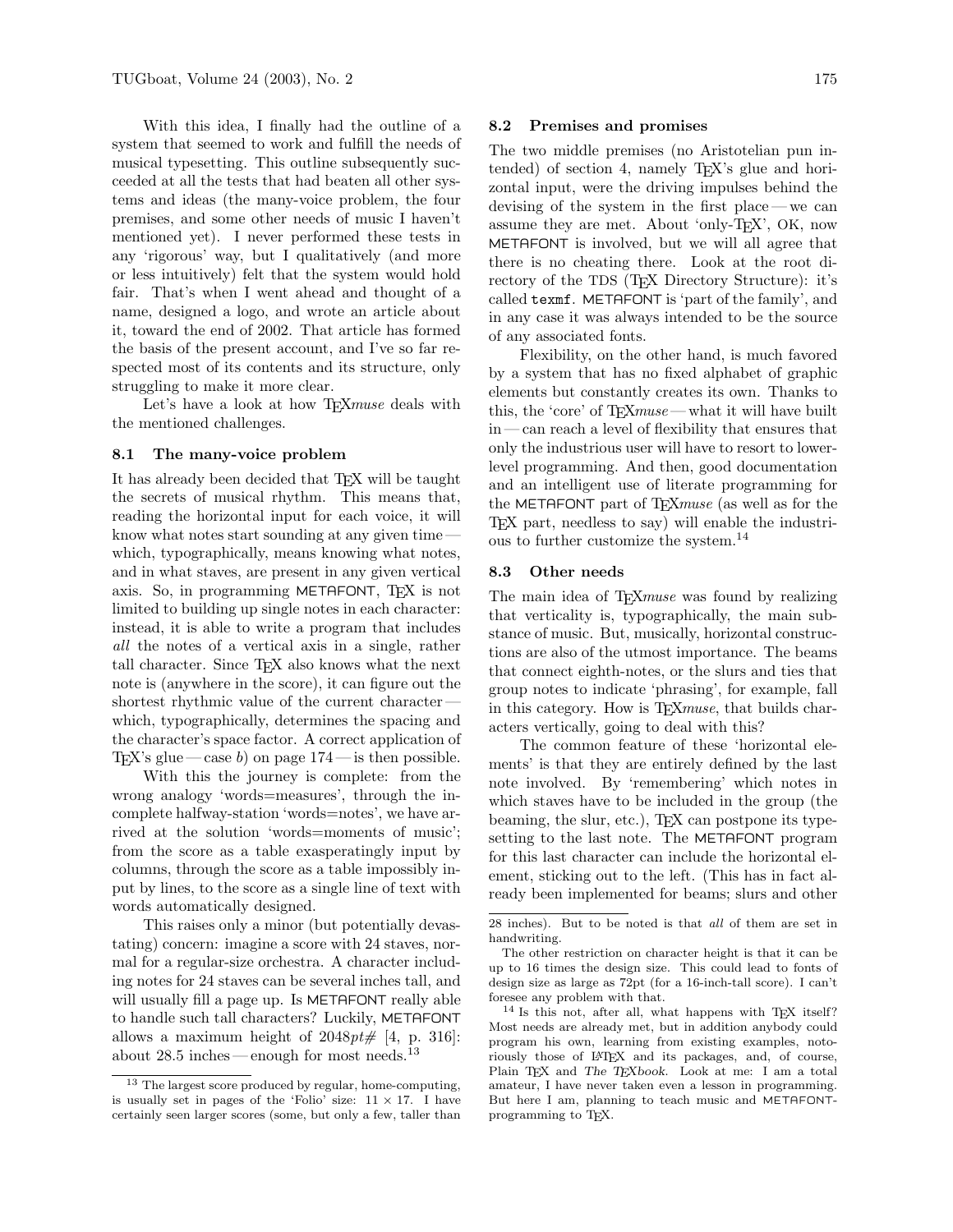With this idea, I finally had the outline of a system that seemed to work and fulfill the needs of musical typesetting. This outline subsequently succeeded at all the tests that had beaten all other systems and ideas (the many-voice problem, the four premises, and some other needs of music I haven't mentioned yet). I never performed these tests in any 'rigorous' way, but I qualitatively (and more or less intuitively) felt that the system would hold fair. That's when I went ahead and thought of a name, designed a logo, and wrote an article about it, toward the end of 2002. That article has formed the basis of the present account, and I've so far respected most of its contents and its structure, only struggling to make it more clear.

Let's have a look at how TEX*muse* deals with the mentioned challenges.

### 8.1 The many-voice problem

It has already been decided that TEX will be taught the secrets of musical rhythm. This means that, reading the horizontal input for each voice, it will know what notes start sounding at any given time — which, typographically, means knowing what notes, and in what staves, are present in any given vertical axis. So, in programming METAFONT, TEX is not limited to building up single notes in each character: instead, it is able to write a program that includes *all* the notes of a vertical axis in a single, rather tall character. Since TEX also knows what the next note is (anywhere in the score), it can figure out the shortest rhythmic value of the current character — which, typographically, determines the spacing and the character's space factor. A correct application of TEX's glue — case *b*) on page 174 — is then possible.

With this the journey is complete: from the wrong analogy 'words=measures', through the incomplete halfway-station 'words=notes', we have arrived at the solution 'words=moments of music'; from the score as a table exasperatingly input by columns, through the score as a table impossibly input by lines, to the score as a single line of text with words automatically designed.

This raises only a minor (but potentially devastating) concern: imagine a score with 24 staves, normal for a regular-size orchestra. A character including notes for 24 staves can be several inches tall, and will usually fill a page up. Is METAFONT really able to handle such tall characters? Luckily, METAFONT allows a maximum height of $2048pt\#$ [4, p. 316]: about 28.5 inches — enough for most needs.[13]

### 8.2 Premises and promises

The two middle premises (no Aristotelian pun intended) of section 4, namely TEX's glue and horizontal input, were the driving impulses behind the devising of the system in the first place — we can assume they are met. About 'only-TEX', OK, now METAFONT is involved, but we will all agree that there is no cheating there. Look at the root directory of the TDS (TEX Directory Structure): it's called `texmf`. METAFONT is 'part of the family', and in any case it was always intended to be the source of any associated fonts.

Flexibility, on the other hand, is much favored by a system that has no fixed alphabet of graphic elements but constantly creates its own. Thanks to this, the 'core' of TEX*muse* — what it will have built in — can reach a level of flexibility that ensures that only the industrious user will have to resort to lower-level programming. And then, good documentation and an intelligent use of literate programming for the METAFONT part of TEX*muse* (as well as for the TEX part, needless to say) will enable the industrious to further customize the system.[14]

### 8.3 Other needs

The main idea of TEX*muse* was found by realizing that verticality is, typographically, the main substance of music. But, musically, horizontal constructions are also of the utmost importance. The beams that connect eighth-notes, or the slurs and ties that group notes to indicate 'phrasing', for example, fall in this category. How is TEX*muse*, that builds characters vertically, going to deal with this?

The common feature of these 'horizontal elements' is that they are entirely defined by the last note involved. By 'remembering' which notes in which staves have to be included in the group (the beaming, the slur, etc.), TEX can postpone its typesetting to the last note. The METAFONT program for this last character can include the horizontal element, sticking out to the left. (This has in fact already been implemented for beams; slurs and other

---

[13] The largest score produced by regular, home-computing, is usually set in pages of the 'Folio' size: 11 × 17. I have certainly seen larger scores (some, but only a few, taller than 28 inches). But to be noted is that *all* of them are set in handwriting.

The other restriction on character height is that it can be up to 16 times the design size. This could lead to fonts of design size as large as 72pt (for a 16-inch-tall score). I can't foresee any problem with that.

[14] Is this not, after all, what happens with TEX itself? Most needs are already met, but in addition anybody could program his own, learning from existing examples, notoriously those of LATEX and its packages, and, of course, Plain TEX and *The TEXbook*. Look at me: I am a total amateur, I have never taken even a lesson in programming. But here I am, planning to teach music and METAFONT-programming to TEX.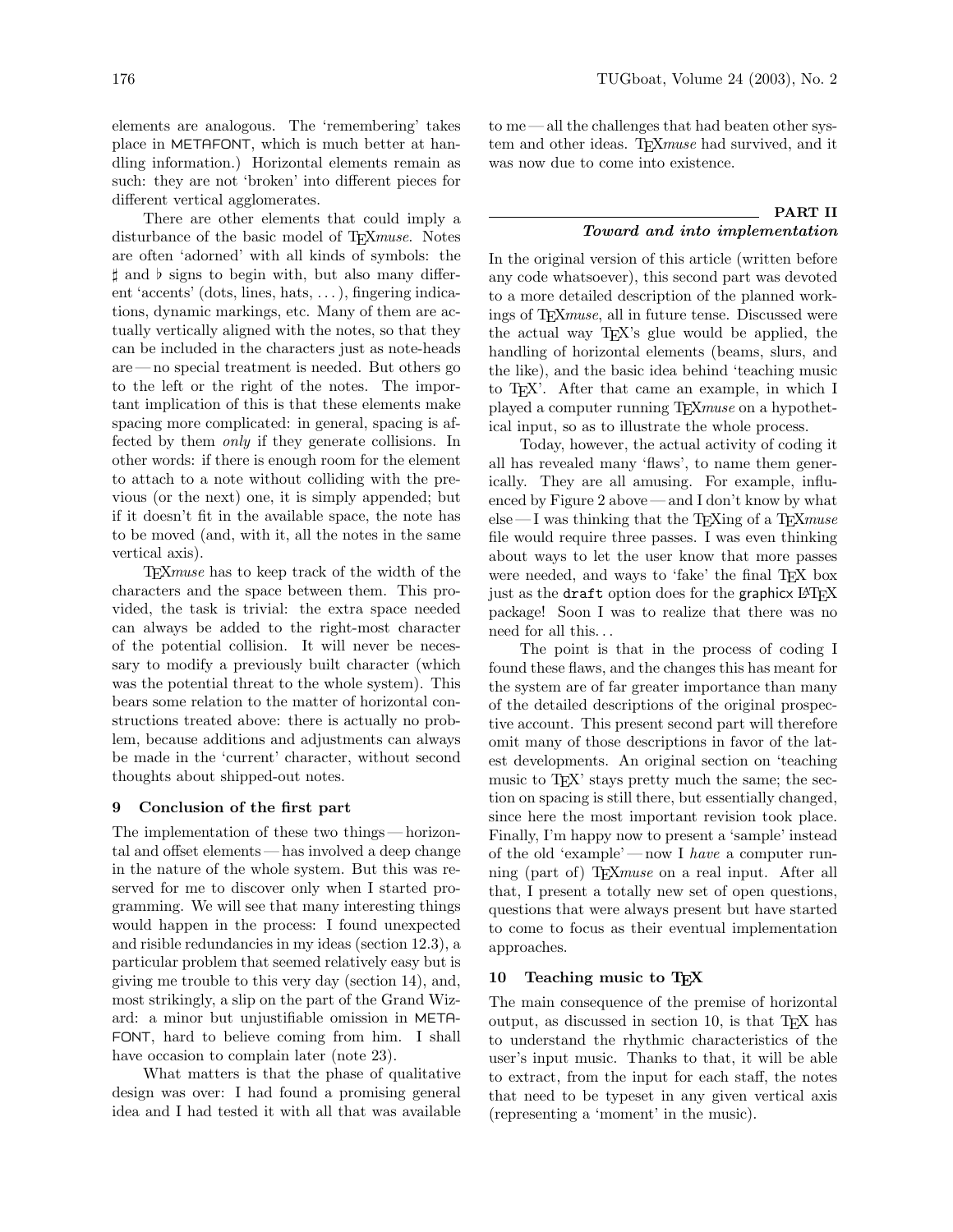elements are analogous. The 'remembering' takes place in METAFONT, which is much better at handling information.) Horizontal elements remain as such: they are not 'broken' into different pieces for different vertical agglomerates.

There are other elements that could imply a disturbance of the basic model of TEX*muse*. Notes are often 'adorned' with all kinds of symbols: the ♯ and ♭ signs to begin with, but also many different 'accents' (dots, lines, hats, ...), fingering indications, dynamic markings, etc. Many of them are actually vertically aligned with the notes, so that they can be included in the characters just as note-heads are — no special treatment is needed. But others go to the left or the right of the notes. The important implication of this is that these elements make spacing more complicated: in general, spacing is affected by them *only* if they generate collisions. In other words: if there is enough room for the element to attach to a note without colliding with the previous (or the next) one, it is simply appended; but if it doesn't fit in the available space, the note has to be moved (and, with it, all the notes in the same vertical axis).

TEX*muse* has to keep track of the width of the characters and the space between them. This provided, the task is trivial: the extra space needed can always be added to the right-most character of the potential collision. It will never be necessary to modify a previously built character (which was the potential threat to the whole system). This bears some relation to the matter of horizontal constructions treated above: there is actually no problem, because additions and adjustments can always be made in the 'current' character, without second thoughts about shipped-out notes.

## 9 Conclusion of the first part

The implementation of these two things — horizontal and offset elements — has involved a deep change in the nature of the whole system. But this was reserved for me to discover only when I started programming. We will see that many interesting things would happen in the process: I found unexpected and risible redundancies in my ideas (section 12.3), a particular problem that seemed relatively easy but is giving me trouble to this very day (section 14), and, most strikingly, a slip on the part of the Grand Wizard: a minor but unjustifiable omission in METAFONT, hard to believe coming from him. I shall have occasion to complain later (note 23).

What matters is that the phase of qualitative design was over: I had found a promising general idea and I had tested it with all that was available to me — all the challenges that had beaten other system and other ideas. TEX*muse* had survived, and it was now due to come into existence.

# PART II
## *Toward and into implementation*

In the original version of this article (written before any code whatsoever), this second part was devoted to a more detailed description of the planned workings of TEX*muse*, all in future tense. Discussed were the actual way TEX's glue would be applied, the handling of horizontal elements (beams, slurs, and the like), and the basic idea behind 'teaching music to TEX'. After that came an example, in which I played a computer running TEX*muse* on a hypothetical input, so as to illustrate the whole process.

Today, however, the actual activity of coding it all has revealed many 'flaws', to name them generically. They are all amusing. For example, influenced by Figure 2 above — and I don't know by what else — I was thinking that the TEXing of a TEX*muse* file would require three passes. I was even thinking about ways to let the user know that more passes were needed, and ways to 'fake' the final TEX box just as the `draft` option does for the graphicx LATEX package! Soon I was to realize that there was no need for all this...

The point is that in the process of coding I found these flaws, and the changes this has meant for the system are of far greater importance than many of the detailed descriptions of the original prospective account. This present second part will therefore omit many of those descriptions in favor of the latest developments. An original section on 'teaching music to TEX' stays pretty much the same; the section on spacing is still there, but essentially changed, since here the most important revision took place. Finally, I'm happy now to present a 'sample' instead of the old 'example' — now I *have* a computer running (part of) TEX*muse* on a real input. After all that, I present a totally new set of open questions, questions that were always present but have started to come to focus as their eventual implementation approaches.

## 10 Teaching music to TEX

The main consequence of the premise of horizontal output, as discussed in section 10, is that TEX has to understand the rhythmic characteristics of the user's input music. Thanks to that, it will be able to extract, from the input for each staff, the notes that need to be typeset in any given vertical axis (representing a 'moment' in the music).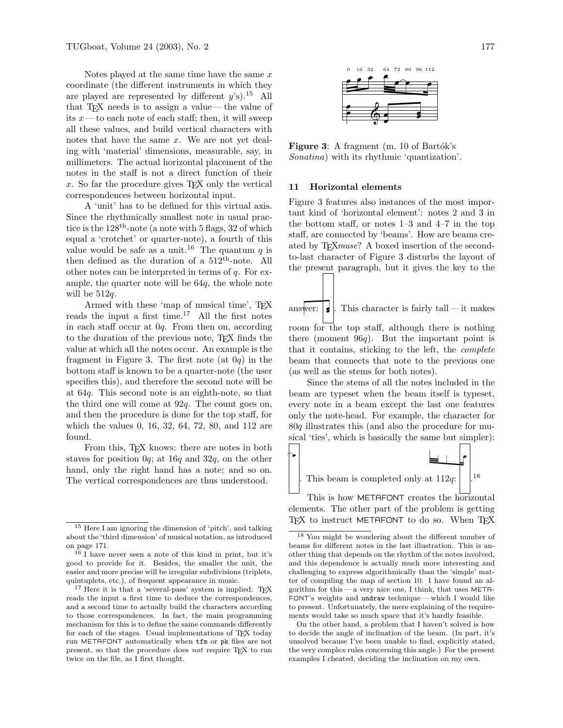Notes played at the same time have the same $x$ coordinate (the different instruments in which they are played are represented by different $y$'s).[15] All that TEX needs is to assign a value — the value of its $x$ — to each note of each staff; then, it will sweep all these values, and build vertical characters with notes that have the same $x$. We are not yet dealing with 'material' dimensions, measurable, say, in millimeters. The actual horizontal placement of the notes in the staff is not a direct function of their $x$. So far the procedure gives TEX only the vertical correspondences between horizontal input.

A 'unit' has to be defined for this virtual axis. Since the rhythmically smallest note in usual practice is the $128^{\text{th}}$-note (a note with 5 flags, 32 of which equal a 'crotchet' or quarter-note), a fourth of this value would be safe as a unit.[16] The quantum $q$ is then defined as the duration of a $512^{\text{th}}$-note. All other notes can be interpreted in terms of $q$. For example, the quarter note will be $64q$, the whole note will be $512q$.

Armed with these 'map of musical time', TEX reads the input a first time.[17] All the first notes in each staff occur at $0q$. From then on, according to the duration of the previous note, TEX finds the value at which all the notes occur. An example is the fragment in Figure 3. The first note (at $0q$) in the bottom staff is known to be a quarter-note (the user specifies this), and therefore the second note will be at $64q$. This second note is an eighth-note, so that the third one will come at $92q$. The count goes on, and then the procedure is done for the top staff, for which the values 0, 16, 32, 64, 72, 80, and 112 are found.

From this, TEX knows: there are notes in both staves for position $0q$; at $16q$ and $32q$, on the other hand, only the right hand has a note; and so on. The vertical correspondences are thus understood.

**Figure 3**: A fragment (m. 10 of Bartók's *Sonatina*) with its rhythmic 'quantization'.

## 11 Horizontal elements

Figure 3 features also instances of the most important kind of 'horizontal element': notes 2 and 3 in the bottom staff, or notes 1–3 and 4–7 in the top staff, are connected by 'beams'. How are beams created by TEX*muse*? A boxed insertion of the second-to-last character of Figure 3 disturbs the layout of the present paragraph, but it gives the key to the answer: . This character is fairly tall — it makes room for the top staff, although there is nothing there (moment $96q$). But the important point is that it contains, sticking to the left, the *complete* beam that connects that note to the previous one (as well as the stems for both notes).

Since the stems of all the notes included in the beam are typeset when the beam itself is typeset, every note in a beam except the last one features only the note-head. For example, the character for $80q$ illustrates this (and also the procedure for musical 'ties', which is basically the same but simpler): . This beam is completed only at $112q$: .[18]

This is how METAFONT creates the horizontal elements. The other part of the problem is getting TEX to instruct METAFONT to do so. When TEX

---

[15] Here I am ignoring the dimension of 'pitch', and talking about the 'third dimension' of musical notation, as introduced on page 171.

[16] I have never seen a note of this kind in print, but it's good to provide for it. Besides, the smaller the unit, the easier and more precise will be irregular subdivisions (triplets, quintuplets, etc.), of frequent appearance in music.

[17] Here it is that a 'several-pass' system is implied: TEX reads the input a first time to deduce the correspondences, and a second time to actually build the characters according to those correspondences. In fact, the main programming mechanism for this is to define the same commands differently for each of the stages. Usual implementations of TEX today run METAFONT automatically when `tfm` or `pk` files are not present, so that the procedure does *not* require TEX to run twice on the file, as I first thought.

[18] You might be wondering about the different number of beams for different notes in the last illustration. This is another thing that depends on the rhythm of the notes involved, and this dependence is actually much more interesting and challenging to express algorithmically than the 'simple' matter of compiling the map of section 10. I have found an algorithm for this — a very nice one, I think, that uses METAFONT's weights and `undraw` technique — which I would like to present. Unfortunately, the mere explaining of the requirements would take so much space that it's hardly feasible.

On the other hand, a problem that I haven't solved is how to decide the angle of inclination of the beam. (In part, it's unsolved because I've been unable to find, explicitly stated, the very complex rules concerning this angle.) For the present examples I cheated, deciding the inclination on my own.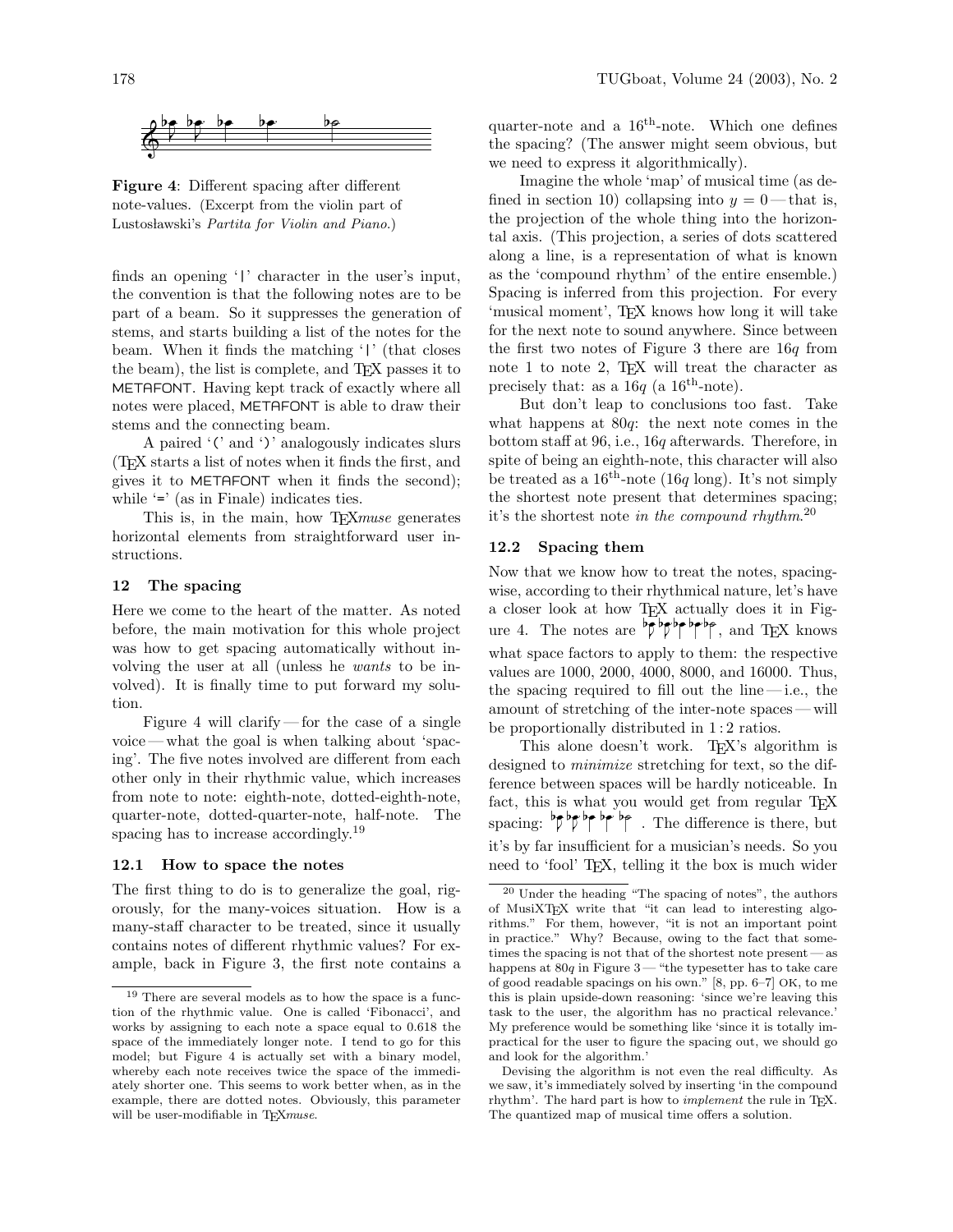**Figure 4**: Different spacing after different note-values. (Excerpt from the violin part of Lustosławski's *Partita for Violin and Piano*.)

finds an opening '|' character in the user's input, the convention is that the following notes are to be part of a beam. So it suppresses the generation of stems, and starts building a list of the notes for the beam. When it finds the matching '|' (that closes the beam), the list is complete, and TEX passes it to METAFONT. Having kept track of exactly where all notes were placed, METAFONT is able to draw their stems and the connecting beam.

A paired '(' and ')' analogously indicates slurs (TEX starts a list of notes when it finds the first, and gives it to METAFONT when it finds the second); while '=' (as in Finale) indicates ties.

This is, in the main, how TEX*muse* generates horizontal elements from straightforward user instructions.

## 12 The spacing

Here we come to the heart of the matter. As noted before, the main motivation for this whole project was how to get spacing automatically without involving the user at all (unless he *wants* to be involved). It is finally time to put forward my solution.

Figure 4 will clarify — for the case of a single voice — what the goal is when talking about 'spacing'. The five notes involved are different from each other only in their rhythmic value, which increases from note to note: eighth-note, dotted-eighth-note, quarter-note, dotted-quarter-note, half-note. The spacing has to increase accordingly.[19]

### 12.1 How to space the notes

The first thing to do is to generalize the goal, rigorously, for the many-voices situation. How is a many-staff character to be treated, since it usually contains notes of different rhythmic values? For example, back in Figure 3, the first note contains a quarter-note and a 16th-note. Which one defines the spacing? (The answer might seem obvious, but we need to express it algorithmically).

Imagine the whole 'map' of musical time (as defined in section 10) collapsing into $y = 0$ — that is, the projection of the whole thing into the horizontal axis. (This projection, a series of dots scattered along a line, is a representation of what is known as the 'compound rhythm' of the entire ensemble.) Spacing is inferred from this projection. For every 'musical moment', TEX knows how long it will take for the next note to sound anywhere. Since between the first two notes of Figure 3 there are $16q$ from note 1 to note 2, TEX will treat the character as precisely that: as a $16q$ (a 16th-note).

But don't leap to conclusions too fast. Take what happens at $80q$: the next note comes in the bottom staff at 96, i.e., $16q$ afterwards. Therefore, in spite of being an eighth-note, this character will also be treated as a 16th-note ($16q$ long). It's not simply the shortest note present that determines spacing; it's the shortest note *in the compound rhythm*.[20]

### 12.2 Spacing them

Now that we know how to treat the notes, spacing-wise, according to their rhythmical nature, let's have a closer look at how TEX actually does it in Figure 4. The notes are ♭♪♭♪.♭♩♭♩.♭𝅗𝅥, and TEX knows what space factors to apply to them: the respective values are 1000, 2000, 4000, 8000, and 16000. Thus, the spacing required to fill out the line — i.e., the amount of stretching of the inter-note spaces — will be proportionally distributed in 1 : 2 ratios.

This alone doesn't work. TEX's algorithm is designed to *minimize* stretching for text, so the difference between spaces will be hardly noticeable. In fact, this is what you would get from regular TEX spacing: ♭♪ ♭♪. ♭♩ ♭♩. ♭𝅗𝅥 . The difference is there, but it's by far insufficient for a musician's needs. So you need to 'fool' TEX, telling it the box is much wider

---

[19] There are several models as to how the space is a function of the rhythmic value. One is called 'Fibonacci', and works by assigning to each note a space equal to 0.618 the space of the immediately longer note. I tend to go for this model; but Figure 4 is actually set with a binary model, whereby each note receives twice the space of the immediately shorter one. This seems to work better when, as in the example, there are dotted notes. Obviously, this parameter will be user-modifiable in TEX*muse*.

[20] Under the heading "The spacing of notes", the authors of MusiXTEX write that "it can lead to interesting algorithms." For them, however, "it is not an important point in practice." Why? Because, owing to the fact that sometimes the spacing is not that of the shortest note present — as happens at $80q$ in Figure 3 — "the typesetter has to take care of good readable spacings on his own." [8, pp. 6–7] OK, to me this is plain upside-down reasoning: 'since we're leaving this task to the user, the algorithm has no practical relevance.' My preference would be something like 'since it is totally impractical for the user to figure the spacing out, we should go and look for the algorithm.'

Devising the algorithm is not even the real difficulty. As we saw, it's immediately solved by inserting 'in the compound rhythm'. The hard part is how to *implement* the rule in TEX. The quantized map of musical time offers a solution.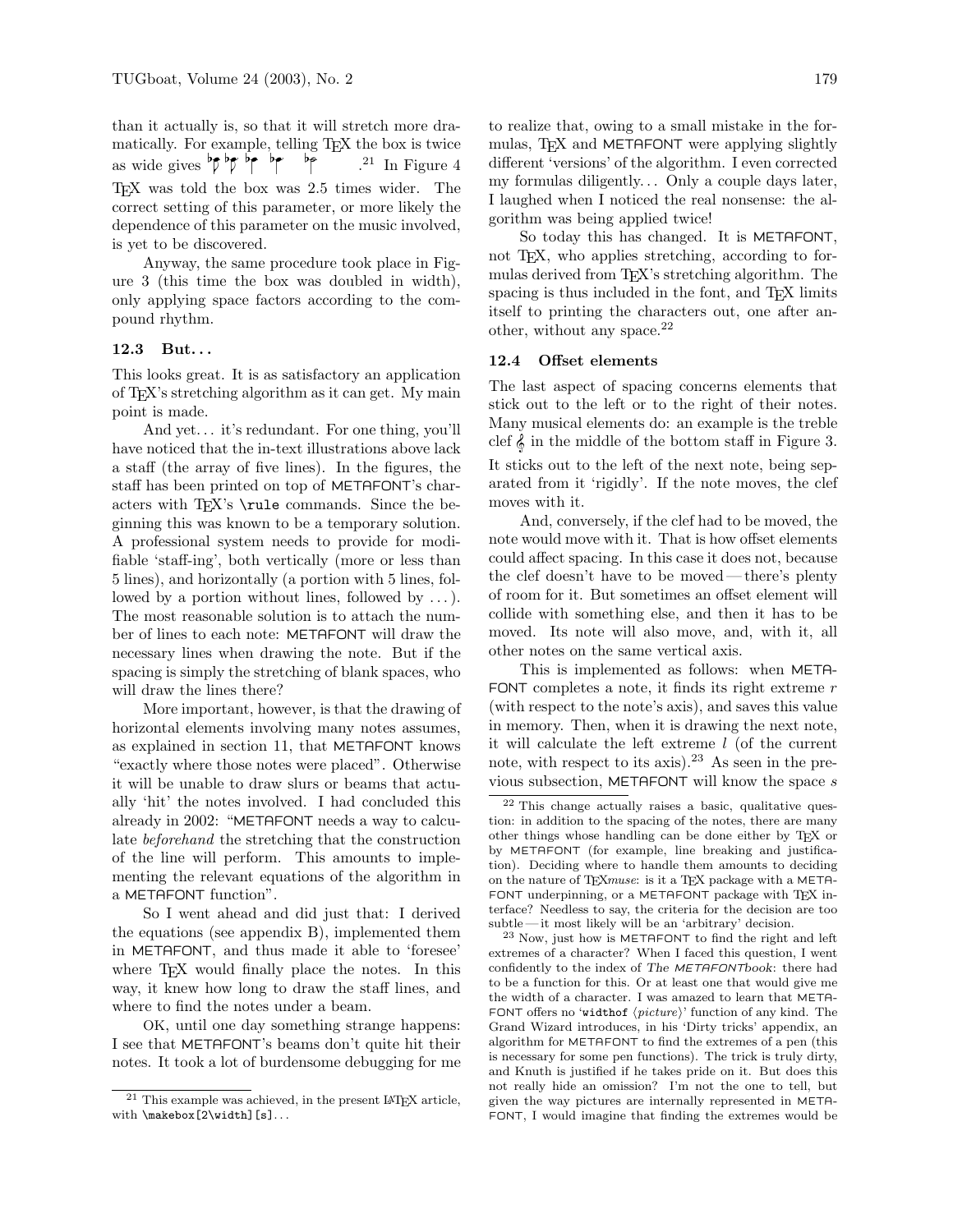than it actually is, so that it will stretch more dramatically. For example, telling TEX the box is twice as wide gives .[21] In Figure 4 TEX was told the box was 2.5 times wider. The correct setting of this parameter, or more likely the dependence of this parameter on the music involved, is yet to be discovered.

Anyway, the same procedure took place in Figure 3 (this time the box was doubled in width), only applying space factors according to the compound rhythm.

### 12.3 But...

This looks great. It is as satisfactory an application of TEX's stretching algorithm as it can get. My main point is made.

And yet... it's redundant. For one thing, you'll have noticed that the in-text illustrations above lack a staff (the array of five lines). In the figures, the staff has been printed on top of METAFONT's characters with TEX's `\rule` commands. Since the beginning this was known to be a temporary solution. A professional system needs to provide for modifiable 'staff-ing', both vertically (more or less than 5 lines), and horizontally (a portion with 5 lines, followed by a portion without lines, followed by ...). The most reasonable solution is to attach the number of lines to each note: METAFONT will draw the necessary lines when drawing the note. But if the spacing is simply the stretching of blank spaces, who will draw the lines there?

More important, however, is that the drawing of horizontal elements involving many notes assumes, as explained in section 11, that METAFONT knows "exactly where those notes were placed". Otherwise it will be unable to draw slurs or beams that actually 'hit' the notes involved. I had concluded this already in 2002: "METAFONT needs a way to calculate *beforehand* the stretching that the construction of the line will perform. This amounts to implementing the relevant equations of the algorithm in a METAFONT function".

So I went ahead and did just that: I derived the equations (see appendix B), implemented them in METAFONT, and thus made it able to 'foresee' where TEX would finally place the notes. In this way, it knew how long to draw the staff lines, and where to find the notes under a beam.

OK, until one day something strange happens: I see that METAFONT's beams don't quite hit their notes. It took a lot of burdensome debugging for me to realize that, owing to a small mistake in the formulas, TEX and METAFONT were applying slightly different 'versions' of the algorithm. I even corrected my formulas diligently... Only a couple days later, I laughed when I noticed the real nonsense: the algorithm was being applied twice!

So today this has changed. It is METAFONT, not TEX, who applies stretching, according to formulas derived from TEX's stretching algorithm. The spacing is thus included in the font, and TEX limits itself to printing the characters out, one after another, without any space.[22]

### 12.4 Offset elements

The last aspect of spacing concerns elements that stick out to the left or to the right of their notes. Many musical elements do: an example is the treble clef 𝄞 in the middle of the bottom staff in Figure 3. It sticks out to the left of the next note, being separated from it 'rigidly'. If the note moves, the clef moves with it.

And, conversely, if the clef had to be moved, the note would move with it. That is how offset elements could affect spacing. In this case it does not, because the clef doesn't have to be moved — there's plenty of room for it. But sometimes an offset element will collide with something else, and then it has to be moved. Its note will also move, and, with it, all other notes on the same vertical axis.

This is implemented as follows: when METAFONT completes a note, it finds its right extreme $r$ (with respect to the note's axis), and saves this value in memory. Then, when it is drawing the next note, it will calculate the left extreme $l$ (of the current note, with respect to its axis).[23] As seen in the previous subsection, METAFONT will know the space $s$

---

[21] This example was achieved, in the present LATEX article, with `\makebox[2\width][s]`...

[22] This change actually raises a basic, qualitative question: in addition to the spacing of the notes, there are many other things whose handling can be done either by TEX or by METAFONT (for example, line breaking and justification). Deciding where to handle them amounts to deciding on the nature of TEX*muse*: is it a TEX package with a METAFONT underpinning, or a METAFONT package with TEX interface? Needless to say, the criteria for the decision are too subtle — it most likely will be an 'arbitrary' decision.

[23] Now, just how is METAFONT to find the right and left extremes of a character? When I faced this question, I went confidently to the index of *The METAFONTbook*: there had to be a function for this. Or at least one that would give me the width of a character. I was amazed to learn that METAFONT offers no '`widthof` ⟨*picture*⟩' function of any kind. The Grand Wizard introduces, in his 'Dirty tricks' appendix, an algorithm for METAFONT to find the extremes of a pen (this is necessary for some pen functions). The trick is truly dirty, and Knuth is justified if he takes pride on it. But does this not really hide an omission? I'm not the one to tell, but given the way pictures are internally represented in METAFONT, I would imagine that finding the extremes would be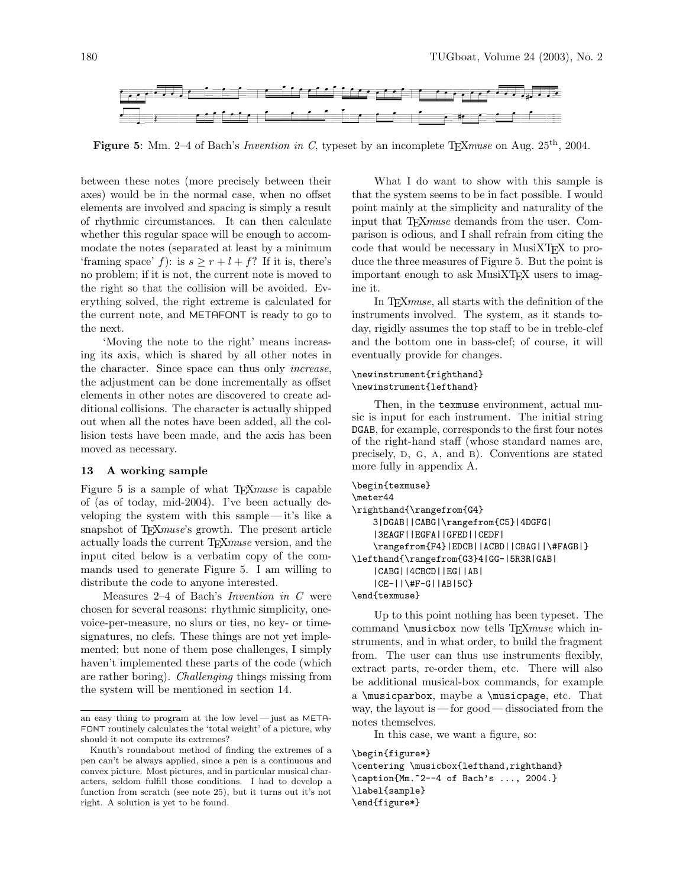**Figure 5**: Mm. 2–4 of Bach's *Invention in C*, typeset by an incomplete TEX*muse* on Aug. 25[th], 2004.

between these notes (more precisely between their axes) would be in the normal case, when no offset elements are involved and spacing is simply a result of rhythmic circumstances. It can then calculate whether this regular space will be enough to accommodate the notes (separated at least by a minimum 'framing space' $f$): is $s \geq r + l + f$? If it is, there's no problem; if it is not, the current note is moved to the right so that the collision will be avoided. Everything solved, the right extreme is calculated for the current note, and METAFONT is ready to go to the next.

'Moving the note to the right' means increasing its axis, which is shared by all other notes in the character. Since space can thus only *increase*, the adjustment can be done incrementally as offset elements in other notes are discovered to create additional collisions. The character is actually shipped out when all the notes have been added, all the collision tests have been made, and the axis has been moved as necessary.

### 13 A working sample

Figure 5 is a sample of what TEX*muse* is capable of (as of today, mid-2004). I've been actually developing the system with this sample — it's like a snapshot of TEX*muse*'s growth. The present article actually loads the current TEX*muse* version, and the input cited below is a verbatim copy of the commands used to generate Figure 5. I am willing to distribute the code to anyone interested.

Measures 2–4 of Bach's *Invention in C* were chosen for several reasons: rhythmic simplicity, one-voice-per-measure, no slurs or ties, no key- or time-signatures, no clefs. These things are not yet implemented; but none of them pose challenges, I simply haven't implemented these parts of the code (which are rather boring). *Challenging* things missing from the system will be mentioned in section 14.

What I do want to show with this sample is that the system seems to be in fact possible. I would point mainly at the simplicity and naturality of the input that TEX*muse* demands from the user. Comparison is odious, and I shall refrain from citing the code that would be necessary in MusiXTEX to produce the three measures of Figure 5. But the point is important enough to ask MusiXTEX users to imagine it.

In TEX*muse*, all starts with the definition of the instruments involved. The system, as it stands today, rigidly assumes the top staff to be in treble-clef and the bottom one in bass-clef; of course, it will eventually provide for changes.

```
\newinstrument{righthand}
\newinstrument{lefthand}
```

Then, in the `texmuse` environment, actual music is input for each instrument. The initial string `DGAB`, for example, corresponds to the first four notes of the right-hand staff (whose standard names are, precisely, D, G, A, and B). Conventions are stated more fully in appendix A.

```
\begin{texmuse}
\meter44
\righthand{\rangefrom{G4}
    3|DGAB||CABG|\rangefrom{C5}|4DGFG|
    |3EAGF||EGFA||GFED||CEDF|
    \rangefrom{F4}|EDCB||ACBD||CBAG||\#FAGB|}
\lefthand{\rangefrom{G3}4|GG-|5R3R|GAB|
    |CABG||4CBCD||EG||AB|
    |CE-||\#F-G||AB|5C}
\end{texmuse}
```

Up to this point nothing has been typeset. The command `\musicbox` now tells TEX*muse* which instruments, and in what order, to build the fragment from. The user can thus use instruments flexibly, extract parts, re-order them, etc. There will also be additional musical-box commands, for example a `\musicparbox`, maybe a `\musicpage`, etc. That way, the layout is — for good — dissociated from the notes themselves.

In this case, we want a figure, so:

```
\begin{figure*}
\centering \musicbox{lefthand,righthand}
\caption{Mm.~2--4 of Bach's ..., 2004.}
\label{sample}
\end{figure*}
```

---

an easy thing to program at the low level — just as METAFONT routinely calculates the 'total weight' of a picture, why should it not compute its extremes?

Knuth's roundabout method of finding the extremes of a pen can't be always applied, since a pen is a continuous and convex picture. Most pictures, and in particular musical characters, seldom fulfill those conditions. I had to develop a function from scratch (see note 25), but it turns out it's not right. A solution is yet to be found.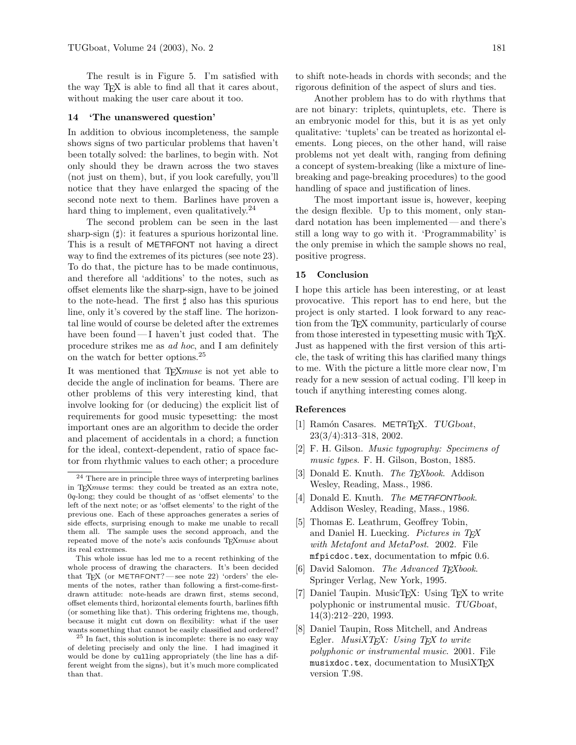The result is in Figure 5. I'm satisfied with the way TeX is able to find all that it cares about, without making the user care about it too.

## 14 'The unanswered question'

In addition to obvious incompleteness, the sample shows signs of two particular problems that haven't been totally solved: the barlines, to begin with. Not only should they be drawn across the two staves (not just on them), but, if you look carefully, you'll notice that they have enlarged the spacing of the second note next to them. Barlines have proven a hard thing to implement, even qualitatively.[24]

The second problem can be seen in the last sharp-sign (♯): it features a spurious horizontal line. This is a result of METAFONT not having a direct way to find the extremes of its pictures (see note 23). To do that, the picture has to be made continuous, and therefore all 'additions' to the notes, such as offset elements like the sharp-sign, have to be joined to the note-head. The first ♯ also has this spurious line, only it's covered by the staff line. The horizontal line would of course be deleted after the extremes have been found — I haven't just coded that. The procedure strikes me as *ad hoc*, and I am definitely on the watch for better options.[25]

It was mentioned that TeX*muse* is not yet able to decide the angle of inclination for beams. There are other problems of this very interesting kind, that involve looking for (or deducing) the explicit list of requirements for good music typesetting: the most important ones are an algorithm to decide the order and placement of accidentals in a chord; a function for the ideal, context-dependent, ratio of space factor from rhythmic values to each other; a procedure to shift note-heads in chords with seconds; and the rigorous definition of the aspect of slurs and ties.

Another problem has to do with rhythms that are not binary: triplets, quintuplets, etc. There is an embryonic model for this, but it is as yet only qualitative: 'tuplets' can be treated as horizontal elements. Long pieces, on the other hand, will raise problems not yet dealt with, ranging from defining a concept of system-breaking (like a mixture of line-breaking and page-breaking procedures) to the good handling of space and justification of lines.

The most important issue is, however, keeping the design flexible. Up to this moment, only standard notation has been implemented — and there's still a long way to go with it. 'Programmability' is the only premise in which the sample shows no real, positive progress.

## 15 Conclusion

I hope this article has been interesting, or at least provocative. This report has to end here, but the project is only started. I look forward to any reaction from the TeX community, particularly of course from those interested in typesetting music with TeX. Just as happened with the first version of this article, the task of writing this has clarified many things to me. With the picture a little more clear now, I'm ready for a new session of actual coding. I'll keep in touch if anything interesting comes along.

### References

[1] Ramón Casares. METATeX. *TUGboat*, 23(3/4):313–318, 2002.

[2] F. H. Gilson. *Music typography: Specimens of music types*. F. H. Gilson, Boston, 1885.

[3] Donald E. Knuth. *The TeXbook*. Addison Wesley, Reading, Mass., 1986.

[4] Donald E. Knuth. *The METAFONTbook*. Addison Wesley, Reading, Mass., 1986.

[5] Thomas E. Leathrum, Geoffrey Tobin, and Daniel H. Luecking. *Pictures in TeX with Metafont and MetaPost*. 2002. File `mfpicdoc.tex`, documentation to mfpic 0.6.

[6] David Salomon. *The Advanced TeXbook*. Springer Verlag, New York, 1995.

[7] Daniel Taupin. MusicTeX: Using TeX to write polyphonic or instrumental music. *TUGboat*, 14(3):212–220, 1993.

[8] Daniel Taupin, Ross Mitchell, and Andreas Egler. *MusiXTeX: Using TeX to write polyphonic or instrumental music*. 2001. File `musixdoc.tex`, documentation to MusiXTeX version T.98.

---

[24] There are in principle three ways of interpreting barlines in TeX*muse* terms: they could be treated as an extra note, $0q$-long; they could be thought of as 'offset elements' to the left of the next note; or as 'offset elements' to the right of the previous one. Each of these approaches generates a series of side effects, surprising enough to make me unable to recall them all. The sample uses the second approach, and the repeated move of the note's axis confounds TeX*muse* about its real extremes.

This whole issue has led me to a recent rethinking of the whole process of drawing the characters. It's been decided that TeX (or METAFONT? — see note 22) 'orders' the elements of the notes, rather than following a first-come-first-drawn attitude: note-heads are drawn first, stems second, offset elements third, horizontal elements fourth, barlines fifth (or something like that). This ordering frightens me, though, because it might cut down on flexibility: what if the user wants something that cannot be easily classified and ordered?

[25] In fact, this solution is incomplete: there is no easy way of deleting precisely and only the line. I had imagined it would be done by `cull`ing appropriately (the line has a different weight from the signs), but it's much more complicated than that.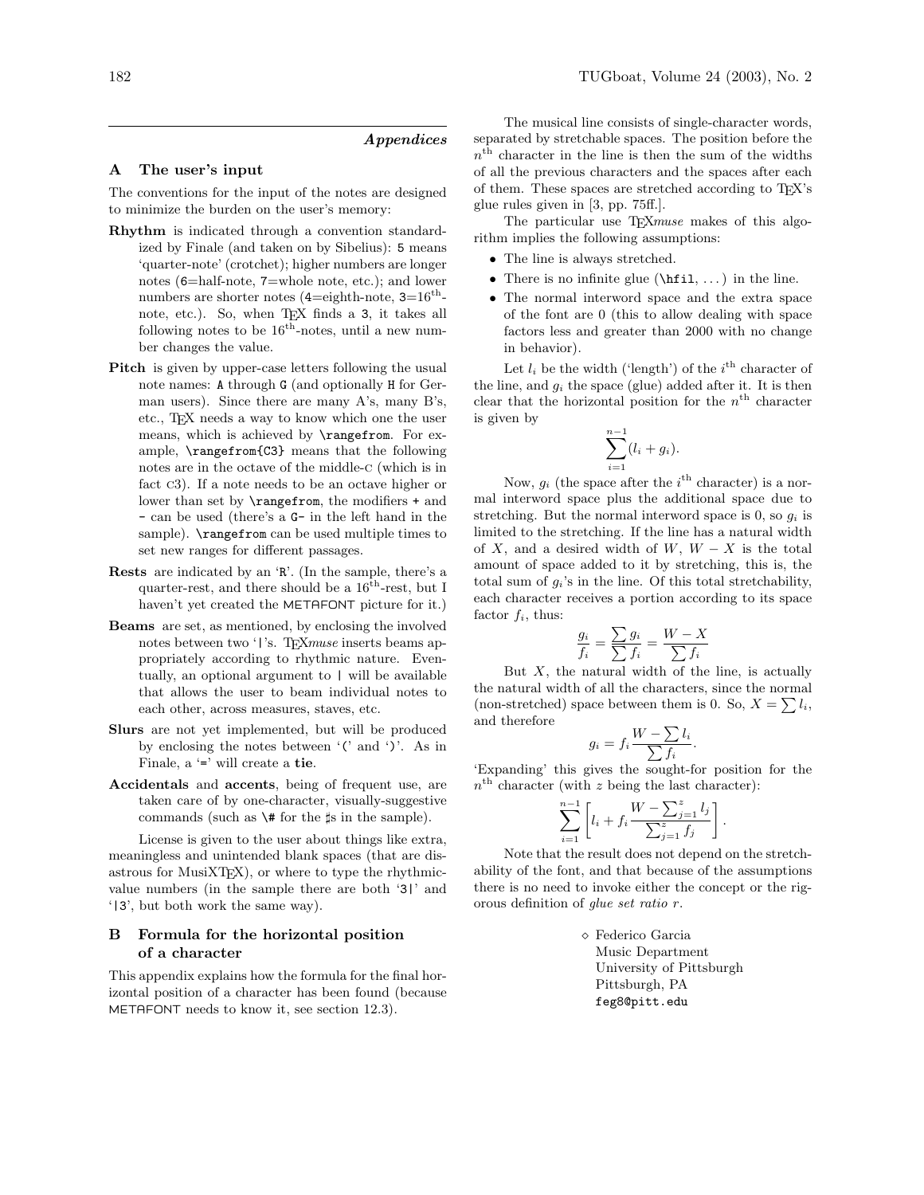***Appendices***

## A The user's input

The conventions for the input of the notes are designed to minimize the burden on the user's memory:

**Rhythm** is indicated through a convention standardized by Finale (and taken on by Sibelius): `5` means 'quarter-note' (crotchet); higher numbers are longer notes (`6`=half-note, `7`=whole note, etc.); and lower numbers are shorter notes (`4`=eighth-note, `3`=$16^{\text{th}}$-note, etc.). So, when TEX finds a `3`, it takes all following notes to be $16^{\text{th}}$-notes, until a new number changes the value.

**Pitch** is given by upper-case letters following the usual note names: `A` through `G` (and optionally `H` for German users). Since there are many A's, many B's, etc., TEX needs a way to know which one the user means, which is achieved by `\rangefrom`. For example, `\rangefrom{C3}` means that the following notes are in the octave of the middle-C (which is in fact C3). If a note needs to be an octave higher or lower than set by `\rangefrom`, the modifiers `+` and `-` can be used (there's a `G-` in the left hand in the sample). `\rangefrom` can be used multiple times to set new ranges for different passages.

**Rests** are indicated by an '`R`'. (In the sample, there's a quarter-rest, and there should be a $16^{\text{th}}$-rest, but I haven't yet created the METAFONT picture for it.)

**Beams** are set, as mentioned, by enclosing the involved notes between two '`|`'s. TEX*muse* inserts beams appropriately according to rhythmic nature. Eventually, an optional argument to `|` will be available that allows the user to beam individual notes to each other, across measures, staves, etc.

**Slurs** are not yet implemented, but will be produced by enclosing the notes between '`(`' and '`)`'. As in Finale, a '`=`' will create a **tie**.

**Accidentals** and **accents**, being of frequent use, are taken care of by one-character, visually-suggestive commands (such as `\#` for the ♯s in the sample).

License is given to the user about things like extra, meaningless and unintended blank spaces (that are disastrous for MusiXTEX), or where to type the rhythmic-value numbers (in the sample there are both '`3|`' and '`|3`', but both work the same way).

## B Formula for the horizontal position of a character

This appendix explains how the formula for the final horizontal position of a character has been found (because METAFONT needs to know it, see section 12.3).

The musical line consists of single-character words, separated by stretchable spaces. The position before the $n^{\text{th}}$ character in the line is then the sum of the widths of all the previous characters and the spaces after each of them. These spaces are stretched according to TEX's glue rules given in [3, pp. 75ff.].

The particular use TEX*muse* makes of this algorithm implies the following assumptions:

- The line is always stretched.
- There is no infinite glue (`\hfil`, ...) in the line.
- The normal interword space and the extra space of the font are 0 (this to allow dealing with space factors less and greater than 2000 with no change in behavior).

Let $l_i$ be the width ('length') of the $i^{\text{th}}$ character of the line, and $g_i$ the space (glue) added after it. It is then clear that the horizontal position for the $n^{\text{th}}$ character is given by

$$\sum_{i=1}^{n-1}(l_i + g_i).$$

Now, $g_i$ (the space after the $i^{\text{th}}$ character) is a normal interword space plus the additional space due to stretching. But the normal interword space is 0, so $g_i$ is limited to the stretching. If the line has a natural width of $X$, and a desired width of $W$, $W - X$ is the total amount of space added to it by stretching, this is, the total sum of $g_i$'s in the line. Of this total stretchability, each character receives a portion according to its space factor $f_i$, thus:

$$\frac{g_i}{f_i} = \frac{\sum g_i}{\sum f_i} = \frac{W - X}{\sum f_i}$$

But $X$, the natural width of the line, is actually the natural width of all the characters, since the normal (non-stretched) space between them is 0. So, $X = \sum l_i$, and therefore

$$g_i = f_i \frac{W - \sum l_i}{\sum f_i}.$$

'Expanding' this gives the sought-for position for the $n^{\text{th}}$ character (with $z$ being the last character):

$$\sum_{i=1}^{n-1}\left[l_i + f_i \frac{W - \sum_{j=1}^{z} l_j}{\sum_{j=1}^{z} f_j}\right].$$

Note that the result does not depend on the stretchability of the font, and that because of the assumptions there is no need to invoke either the concept or the rigorous definition of *glue set ratio r*.

◇ Federico Garcia
Music Department
University of Pittsburgh
Pittsburgh, PA
feg8@pitt.edu